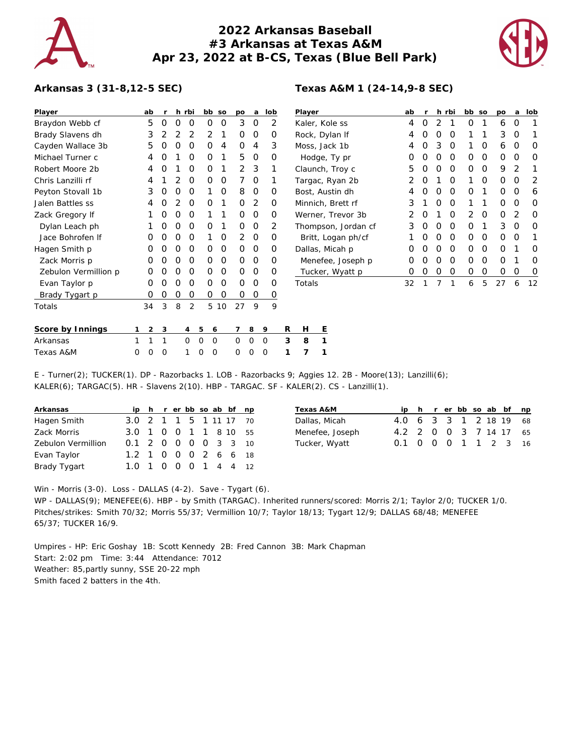# 2022 Arkansas Baseball
## #3 Arkansas at Texas A&M
## Apr 23, 2022 at B-CS, Texas (Blue Bell Park)

### Arkansas 3 (31-8,12-5 SEC)

| Player | ab | r | h | rbi | bb | so | po | a | lob |
|---|---|---|---|---|---|---|---|---|---|
| Braydon Webb cf | 5 | 0 | 0 | 0 | 0 | 0 | 3 | 0 | 2 |
| Brady Slavens dh | 3 | 2 | 2 | 2 | 2 | 1 | 0 | 0 | 0 |
| Cayden Wallace 3b | 5 | 0 | 0 | 0 | 0 | 4 | 0 | 4 | 3 |
| Michael Turner c | 4 | 0 | 1 | 0 | 0 | 1 | 5 | 0 | 0 |
| Robert Moore 2b | 4 | 0 | 1 | 0 | 0 | 1 | 2 | 3 | 1 |
| Chris Lanzilli rf | 4 | 1 | 2 | 0 | 0 | 0 | 7 | 0 | 1 |
| Peyton Stovall 1b | 3 | 0 | 0 | 0 | 1 | 0 | 8 | 0 | 0 |
| Jalen Battles ss | 4 | 0 | 2 | 0 | 0 | 1 | 0 | 2 | 0 |
| Zack Gregory lf | 1 | 0 | 0 | 0 | 1 | 1 | 0 | 0 | 0 |
| Dylan Leach ph | 1 | 0 | 0 | 0 | 0 | 1 | 0 | 0 | 2 |
| Jace Bohrofen lf | 0 | 0 | 0 | 0 | 1 | 0 | 2 | 0 | 0 |
| Hagen Smith p | 0 | 0 | 0 | 0 | 0 | 0 | 0 | 0 | 0 |
| Zack Morris p | 0 | 0 | 0 | 0 | 0 | 0 | 0 | 0 | 0 |
| Zebulon Vermillion p | 0 | 0 | 0 | 0 | 0 | 0 | 0 | 0 | 0 |
| Evan Taylor p | 0 | 0 | 0 | 0 | 0 | 0 | 0 | 0 | 0 |
| Brady Tygart p | 0 | 0 | 0 | 0 | 0 | 0 | 0 | 0 | 0 |
| Totals | 34 | 3 | 8 | 2 | 5 | 10 | 27 | 9 | 9 |

### Texas A&M 1 (24-14,9-8 SEC)

| Player | ab | r | h | rbi | bb | so | po | a | lob |
|---|---|---|---|---|---|---|---|---|---|
| Kaler, Kole ss | 4 | 0 | 2 | 1 | 0 | 1 | 6 | 0 | 1 |
| Rock, Dylan lf | 4 | 0 | 0 | 0 | 1 | 1 | 3 | 0 | 1 |
| Moss, Jack 1b | 4 | 0 | 3 | 0 | 1 | 0 | 6 | 0 | 0 |
| Hodge, Ty pr | 0 | 0 | 0 | 0 | 0 | 0 | 0 | 0 | 0 |
| Claunch, Troy c | 5 | 0 | 0 | 0 | 0 | 0 | 9 | 2 | 1 |
| Targac, Ryan 2b | 2 | 0 | 1 | 0 | 1 | 0 | 0 | 0 | 2 |
| Bost, Austin dh | 4 | 0 | 0 | 0 | 0 | 1 | 0 | 0 | 6 |
| Minnich, Brett rf | 3 | 1 | 0 | 0 | 1 | 1 | 0 | 0 | 0 |
| Werner, Trevor 3b | 2 | 0 | 1 | 0 | 2 | 0 | 0 | 2 | 0 |
| Thompson, Jordan cf | 3 | 0 | 0 | 0 | 0 | 1 | 3 | 0 | 0 |
| Britt, Logan ph/cf | 1 | 0 | 0 | 0 | 0 | 0 | 0 | 0 | 1 |
| Dallas, Micah p | 0 | 0 | 0 | 0 | 0 | 0 | 0 | 1 | 0 |
| Menefee, Joseph p | 0 | 0 | 0 | 0 | 0 | 0 | 0 | 1 | 0 |
| Tucker, Wyatt p | 0 | 0 | 0 | 0 | 0 | 0 | 0 | 0 | 0 |
| Totals | 32 | 1 | 7 | 1 | 6 | 5 | 27 | 6 | 12 |

| Score by Innings | 1 | 2 | 3 | 4 | 5 | 6 | 7 | 8 | 9 | R | H | E |
|---|---|---|---|---|---|---|---|---|---|---|---|---|
| Arkansas | 1 | 1 | 1 | 0 | 0 | 0 | 0 | 0 | 0 | 3 | 8 | 1 |
| Texas A&M | 0 | 0 | 0 | 1 | 0 | 0 | 0 | 0 | 0 | 1 | 7 | 1 |

E - Turner(2); TUCKER(1). DP - Razorbacks 1. LOB - Razorbacks 9; Aggies 12. 2B - Moore(13); Lanzilli(6); KALER(6); TARGAC(5). HR - Slavens 2(10). HBP - TARGAC. SF - KALER(2). CS - Lanzilli(1).

| Arkansas | ip | h | r | er | bb | so | ab | bf | np |
|---|---|---|---|---|---|---|---|---|---|
| Hagen Smith | 3.0 | 2 | 1 | 1 | 5 | 1 | 11 | 17 | 70 |
| Zack Morris | 3.0 | 1 | 0 | 0 | 1 | 1 | 8 | 10 | 55 |
| Zebulon Vermillion | 0.1 | 2 | 0 | 0 | 0 | 0 | 3 | 3 | 10 |
| Evan Taylor | 1.2 | 1 | 0 | 0 | 0 | 2 | 6 | 6 | 18 |
| Brady Tygart | 1.0 | 1 | 0 | 0 | 0 | 1 | 4 | 4 | 12 |

| Texas A&M | ip | h | r | er | bb | so | ab | bf | np |
|---|---|---|---|---|---|---|---|---|---|
| Dallas, Micah | 4.0 | 6 | 3 | 3 | 1 | 2 | 18 | 19 | 68 |
| Menefee, Joseph | 4.2 | 2 | 0 | 0 | 3 | 7 | 14 | 17 | 65 |
| Tucker, Wyatt | 0.1 | 0 | 0 | 0 | 1 | 1 | 2 | 3 | 16 |

Win - Morris (3-0). Loss - DALLAS (4-2). Save - Tygart (6).
WP - DALLAS(9); MENEFEE(6). HBP - by Smith (TARGAC). Inherited runners/scored: Morris 2/1; Taylor 2/0; TUCKER 1/0.
Pitches/strikes: Smith 70/32; Morris 55/37; Vermillion 10/7; Taylor 18/13; Tygart 12/9; DALLAS 68/48; MENEFEE 65/37; TUCKER 16/9.

Umpires - HP: Eric Goshay 1B: Scott Kennedy 2B: Fred Cannon 3B: Mark Chapman
Start: 2:02 pm Time: 3:44 Attendance: 7012
Weather: 85,partly sunny, SSE 20-22 mph
Smith faced 2 batters in the 4th.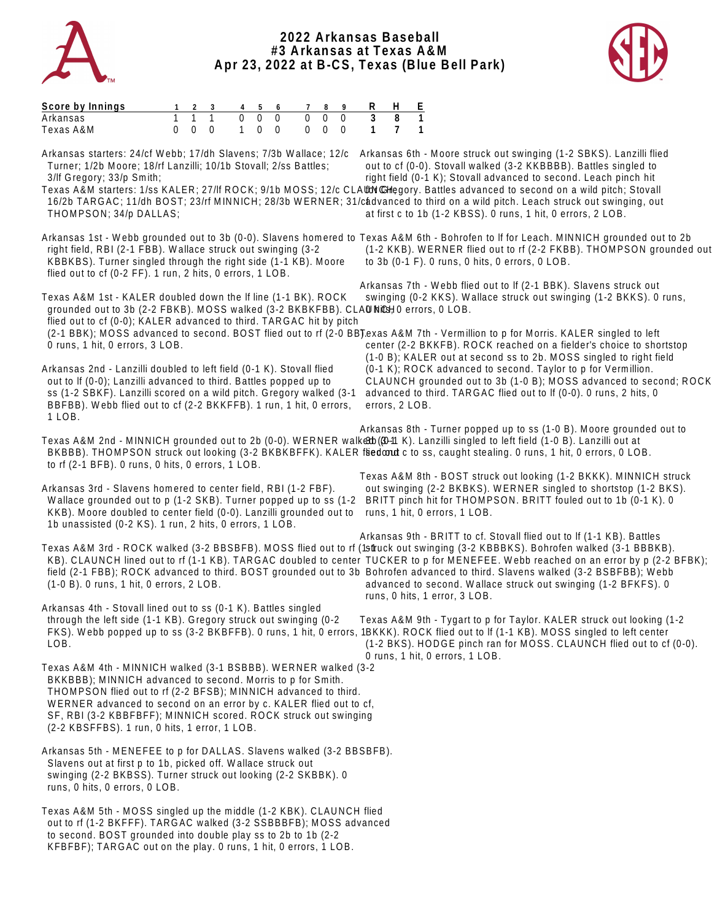# 2022 Arkansas Baseball
## #3 Arkansas at Texas A&M
## Apr 23, 2022 at B-CS, Texas (Blue Bell Park)

| Score by Innings | 1 | 2 | 3 | 4 | 5 | 6 | 7 | 8 | 9 | R | H | E |
|---|---|---|---|---|---|---|---|---|---|---|---|---|
| Arkansas | 1 | 1 | 1 | 0 | 0 | 0 | 0 | 0 | 0 | 3 | 8 | 1 |
| Texas A&M | 0 | 0 | 0 | 1 | 0 | 0 | 0 | 0 | 0 | 1 | 7 | 1 |

Arkansas starters: 24/cf Webb; 17/dh Slavens; 7/3b Wallace; 12/c Turner; 1/2b Moore; 18/rf Lanzilli; 10/1b Stovall; 2/ss Battles; 3/lf Gregory; 33/p Smith;

Texas A&M starters: 1/ss KALER; 27/lf ROCK; 9/1b MOSS; 12/c CLAUNCH; 16/2b TARGAC; 11/dh BOST; 23/rf MINNICH; 28/3b WERNER; 31/cf THOMPSON; 34/p DALLAS;

Arkansas 1st - Webb grounded out to 3b (0-0). Slavens homered to right field, RBI (2-1 FBB). Wallace struck out swinging (3-2 KBBKBS). Turner singled through the right side (1-1 KB). Moore flied out to cf (0-2 FF). 1 run, 2 hits, 0 errors, 1 LOB.

Texas A&M 1st - KALER doubled down the lf line (1-1 BK). ROCK grounded out to 3b (2-2 FBKB). MOSS walked (3-2 BKBKFBB). CLAUNCH flied out to cf (0-0); KALER advanced to third. TARGAC hit by pitch (2-1 BBK); MOSS advanced to second. BOST flied out to rf (2-0 BB). 0 runs, 1 hit, 0 errors, 3 LOB.

Arkansas 2nd - Lanzilli doubled to left field (0-1 K). Stovall flied out to lf (0-0); Lanzilli advanced to third. Battles popped up to ss (1-2 SBKF). Lanzilli scored on a wild pitch. Gregory walked (3-1 BBFBB). Webb flied out to cf (2-2 BKKFFB). 1 run, 1 hit, 0 errors, 1 LOB.

Texas A&M 2nd - MINNICH grounded out to 2b (0-0). WERNER walked (3-1 BKBBB). THOMPSON struck out looking (3-2 BKBKBFFK). KALER flied out to rf (2-1 BFB). 0 runs, 0 hits, 0 errors, 1 LOB.

Arkansas 3rd - Slavens homered to center field, RBI (1-2 FBF). Wallace grounded out to p (1-2 SKB). Turner popped up to ss (1-2 KKB). Moore doubled to center field (0-0). Lanzilli grounded out to 1b unassisted (0-2 KS). 1 run, 2 hits, 0 errors, 1 LOB.

Texas A&M 3rd - ROCK walked (3-2 BBSBFB). MOSS flied out to rf (1-1 KB). CLAUNCH lined out to rf (1-1 KB). TARGAC doubled to center field (2-1 FBB); ROCK advanced to third. BOST grounded out to 3b (1-0 B). 0 runs, 1 hit, 0 errors, 2 LOB.

Arkansas 4th - Stovall lined out to ss (0-1 K). Battles singled through the left side (1-1 KB). Gregory struck out swinging (0-2 FKS). Webb popped up to ss (3-2 BKBFFB). 0 runs, 1 hit, 0 errors, 1 LOB.

Texas A&M 4th - MINNICH walked (3-1 BSBBB). WERNER walked (3-2 BKKBBB); MINNICH advanced to second. Morris to p for Smith. THOMPSON flied out to rf (2-2 BFSB); MINNICH advanced to third. WERNER advanced to second on an error by c. KALER flied out to cf, SF, RBI (3-2 KBBFBFF); MINNICH scored. ROCK struck out swinging (2-2 KBSFFBS). 1 run, 0 hits, 1 error, 1 LOB.

Arkansas 5th - MENEFEE to p for DALLAS. Slavens walked (3-2 BBSBFB). Slavens out at first p to 1b, picked off. Wallace struck out swinging (2-2 BKBSS). Turner struck out looking (2-2 SKBBK). 0 runs, 0 hits, 0 errors, 0 LOB.

Texas A&M 5th - MOSS singled up the middle (1-2 KBK). CLAUNCH flied out to rf (1-2 BKFFF). TARGAC walked (3-2 SSBBBFB); MOSS advanced to second. BOST grounded into double play ss to 2b to 1b (2-2 KFBFBF); TARGAC out on the play. 0 runs, 1 hit, 0 errors, 1 LOB.

Arkansas 6th - Moore struck out swinging (1-2 SBKS). Lanzilli flied out to cf (0-0). Stovall walked (3-2 KKBBBB). Battles singled to right field (0-1 K); Stovall advanced to second. Leach pinch hit for Gregory. Battles advanced to second on a wild pitch; Stovall advanced to third on a wild pitch. Leach struck out swinging, out at first c to 1b (1-2 KBSS). 0 runs, 1 hit, 0 errors, 2 LOB.

Texas A&M 6th - Bohrofen to lf for Leach. MINNICH grounded out to 2b (1-2 KKB). WERNER flied out to rf (2-2 FKBB). THOMPSON grounded out to 3b (0-1 F). 0 runs, 0 hits, 0 errors, 0 LOB.

Arkansas 7th - Webb flied out to lf (2-1 BBK). Slavens struck out swinging (0-2 KKS). Wallace struck out swinging (1-2 BKKS). 0 runs, 0 hits, 0 errors, 0 LOB.

Texas A&M 7th - Vermillion to p for Morris. KALER singled to left center (2-2 BKKFB). ROCK reached on a fielder's choice to shortstop (1-0 B); KALER out at second ss to 2b. MOSS singled to right field (0-1 K); ROCK advanced to second. Taylor to p for Vermillion. CLAUNCH grounded out to 3b (1-0 B); MOSS advanced to second; ROCK advanced to third. TARGAC flied out to lf (0-0). 0 runs, 2 hits, 0 errors, 2 LOB.

Arkansas 8th - Turner popped up to ss (1-0 B). Moore grounded out to 3b (0-1 K). Lanzilli singled to left field (1-0 B). Lanzilli out at second c to ss, caught stealing. 0 runs, 1 hit, 0 errors, 0 LOB.

Texas A&M 8th - BOST struck out looking (1-2 BKKK). MINNICH struck out swinging (2-2 BKBKS). WERNER singled to shortstop (1-2 BKS). BRITT pinch hit for THOMPSON. BRITT fouled out to 1b (0-1 K). 0 runs, 1 hit, 0 errors, 1 LOB.

Arkansas 9th - BRITT to cf. Stovall flied out to lf (1-1 KB). Battles struck out swinging (3-2 KBBBKS). Bohrofen walked (3-1 BBBKB). TUCKER to p for MENEFEE. Webb reached on an error by p (2-2 BFBK); Bohrofen advanced to third. Slavens walked (3-2 BSBFBB); Webb advanced to second. Wallace struck out swinging (1-2 BFKFS). 0 runs, 0 hits, 1 error, 3 LOB.

Texas A&M 9th - Tygart to p for Taylor. KALER struck out looking (1-2 BKKK). ROCK flied out to lf (1-1 KB). MOSS singled to left center (1-2 BKS). HODGE pinch ran for MOSS. CLAUNCH flied out to cf (0-0). 0 runs, 1 hit, 0 errors, 1 LOB.